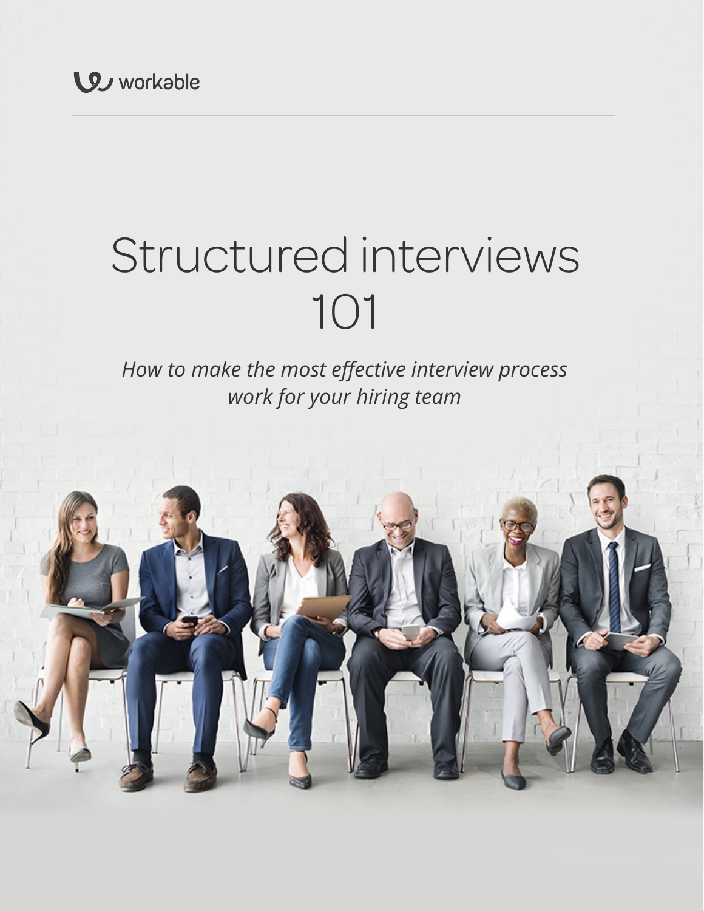workable

# Structured interviews 101

*How to make the most effective interview process work for your hiring team*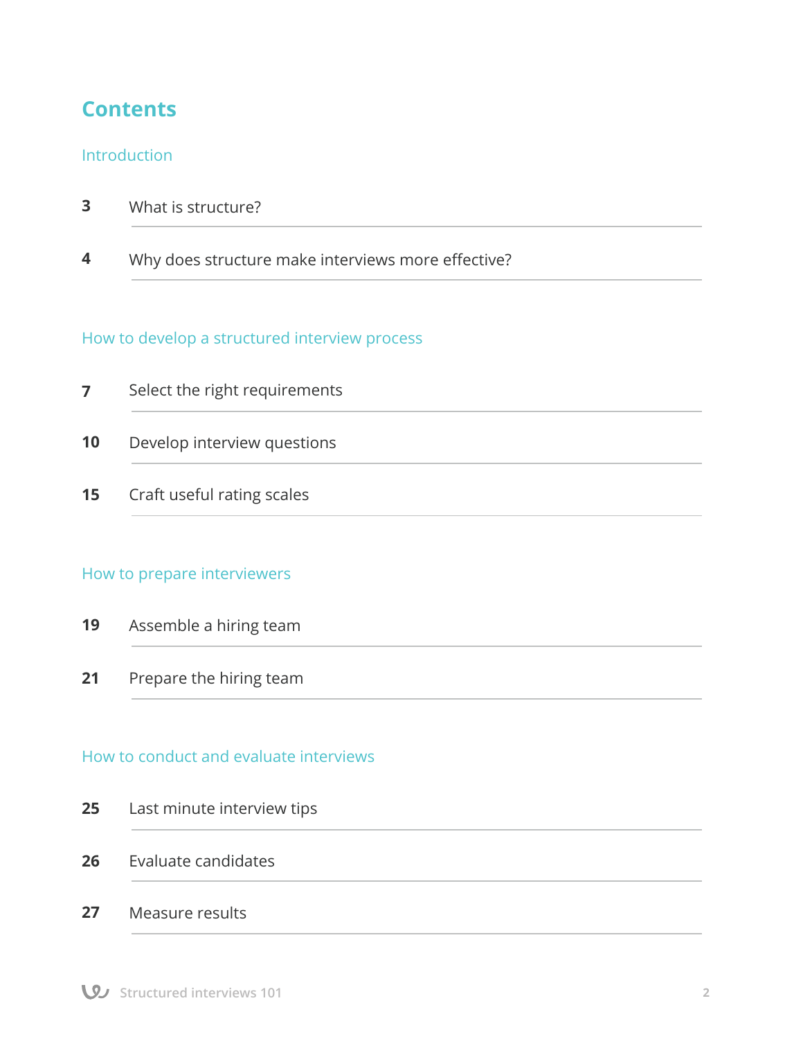# Contents

## Introduction

| | |
|---|---|
| **3** | What is structure? |
| **4** | Why does structure make interviews more effective? |

## How to develop a structured interview process

| | |
|---|---|
| **7** | Select the right requirements |
| **10** | Develop interview questions |
| **15** | Craft useful rating scales |

## How to prepare interviewers

| | |
|---|---|
| **19** | Assemble a hiring team |
| **21** | Prepare the hiring team |

## How to conduct and evaluate interviews

| | |
|---|---|
| **25** | Last minute interview tips |
| **26** | Evaluate candidates |
| **27** | Measure results |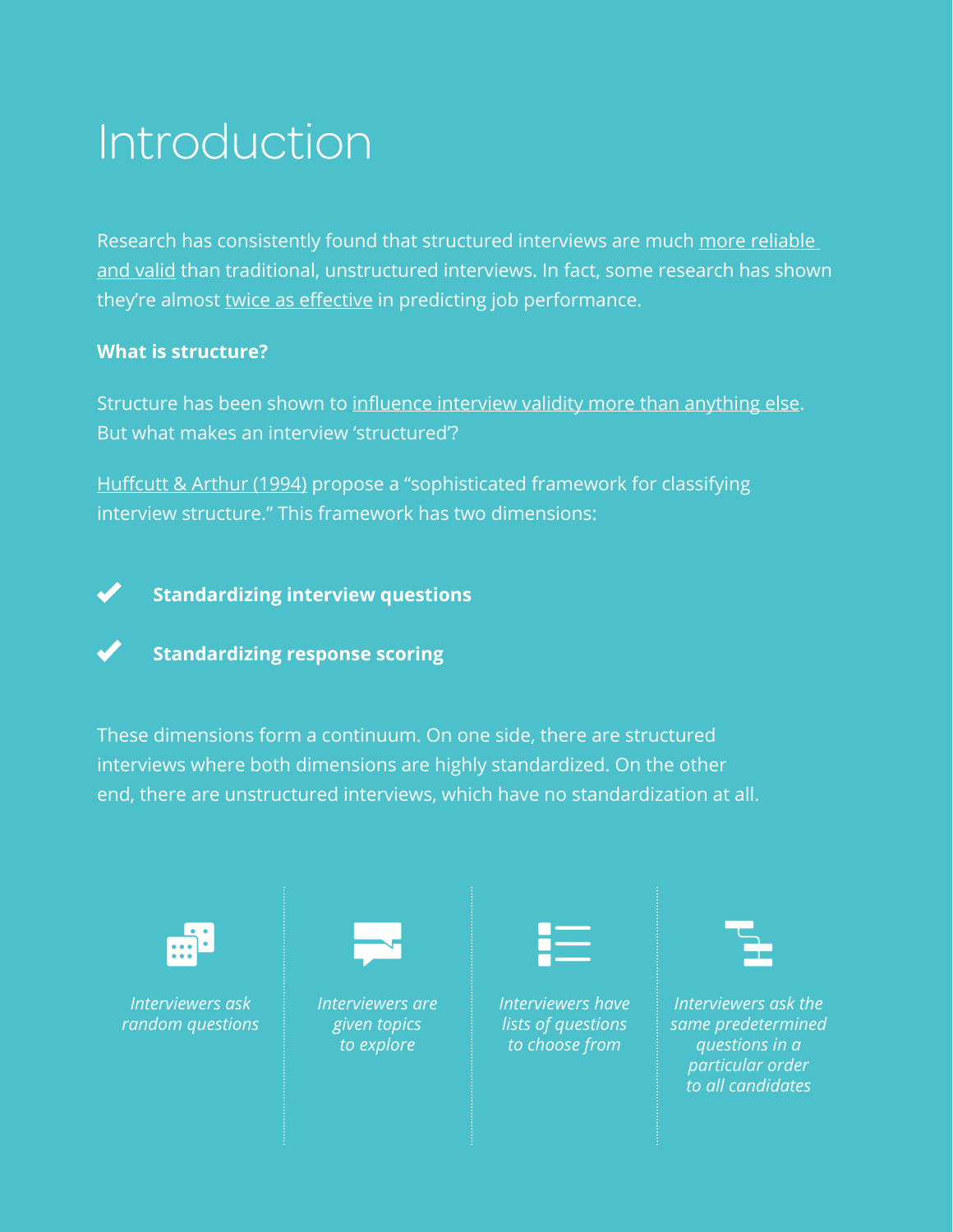# Introduction

Research has consistently found that structured interviews are much more reliable and valid than traditional, unstructured interviews. In fact, some research has shown they're almost twice as effective in predicting job performance.

**What is structure?**

Structure has been shown to influence interview validity more than anything else. But what makes an interview 'structured'?

Huffcutt & Arthur (1994) propose a "sophisticated framework for classifying interview structure." This framework has two dimensions:

- **Standardizing interview questions**
- **Standardizing response scoring**

These dimensions form a continuum. On one side, there are structured interviews where both dimensions are highly standardized. On the other end, there are unstructured interviews, which have no standardization at all.

| *Interviewers ask random questions* | *Interviewers are given topics to explore* | *Interviewers have lists of questions to choose from* | *Interviewers ask the same predetermined questions in a particular order to all candidates* |
|---|---|---|---|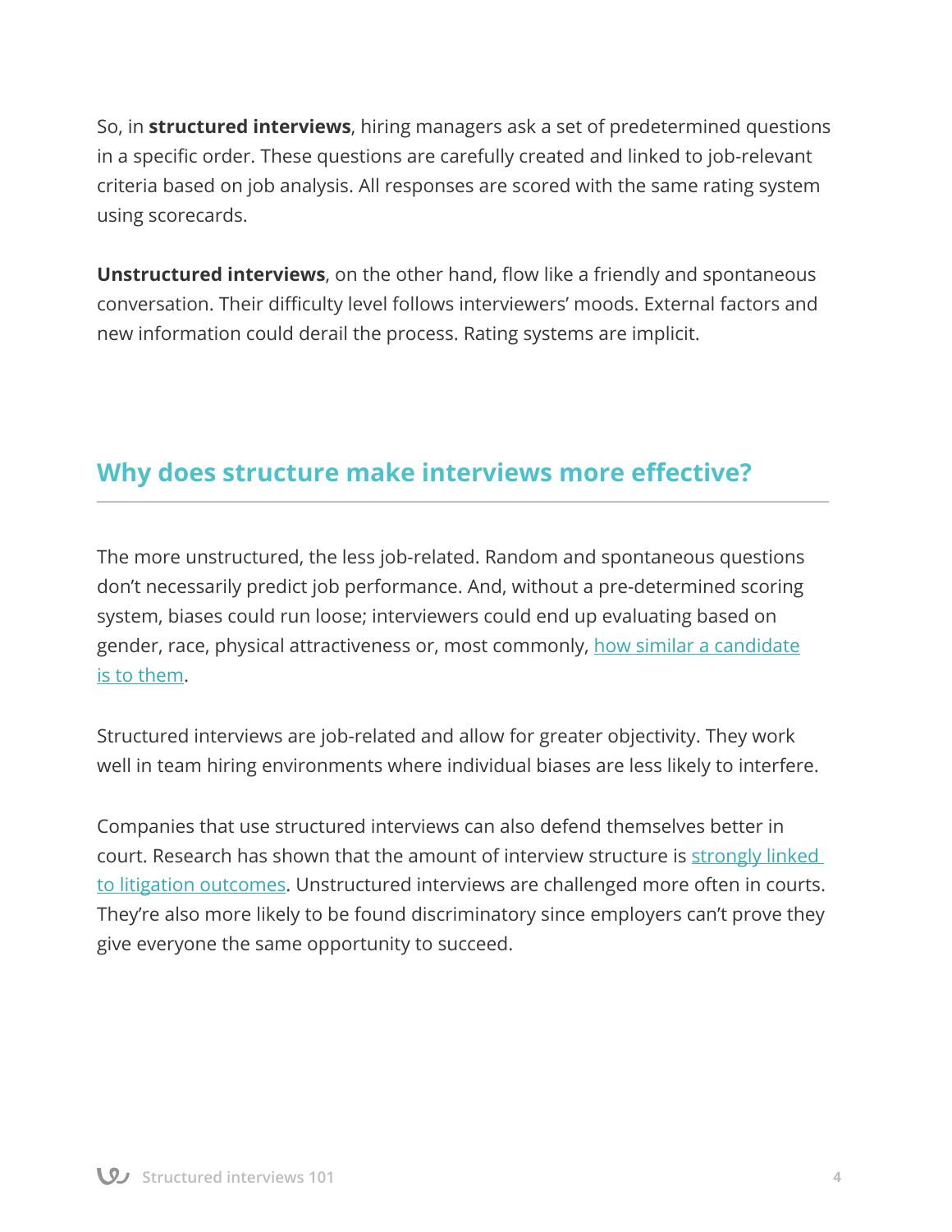So, in **structured interviews**, hiring managers ask a set of predetermined questions in a specific order. These questions are carefully created and linked to job-relevant criteria based on job analysis. All responses are scored with the same rating system using scorecards.

**Unstructured interviews**, on the other hand, flow like a friendly and spontaneous conversation. Their difficulty level follows interviewers' moods. External factors and new information could derail the process. Rating systems are implicit.

## Why does structure make interviews more effective?

The more unstructured, the less job-related. Random and spontaneous questions don't necessarily predict job performance. And, without a pre-determined scoring system, biases could run loose; interviewers could end up evaluating based on gender, race, physical attractiveness or, most commonly, how similar a candidate is to them.

Structured interviews are job-related and allow for greater objectivity. They work well in team hiring environments where individual biases are less likely to interfere.

Companies that use structured interviews can also defend themselves better in court. Research has shown that the amount of interview structure is strongly linked to litigation outcomes. Unstructured interviews are challenged more often in courts. They're also more likely to be found discriminatory since employers can't prove they give everyone the same opportunity to succeed.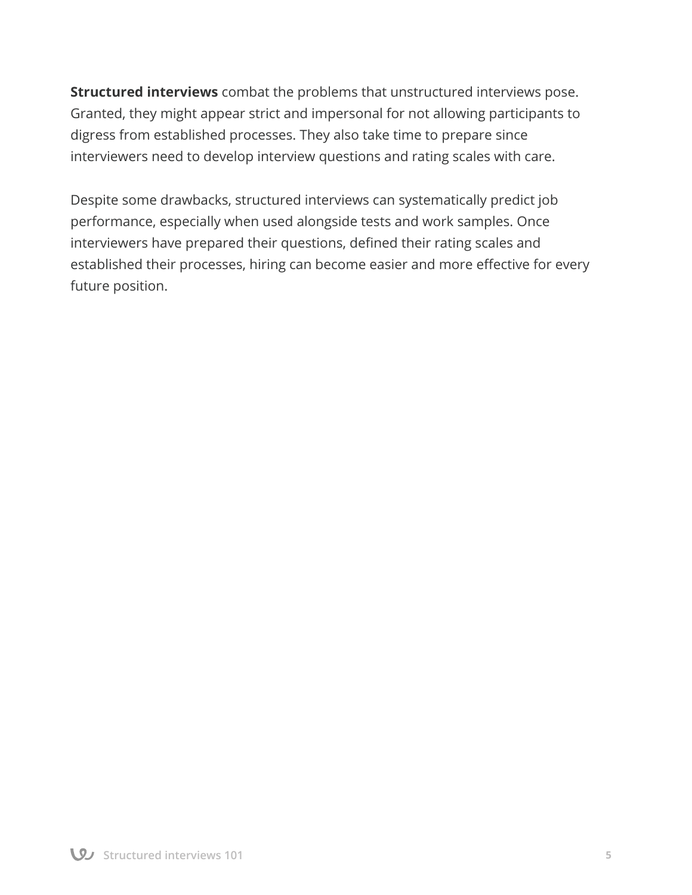**Structured interviews** combat the problems that unstructured interviews pose. Granted, they might appear strict and impersonal for not allowing participants to digress from established processes. They also take time to prepare since interviewers need to develop interview questions and rating scales with care.

Despite some drawbacks, structured interviews can systematically predict job performance, especially when used alongside tests and work samples. Once interviewers have prepared their questions, defined their rating scales and established their processes, hiring can become easier and more effective for every future position.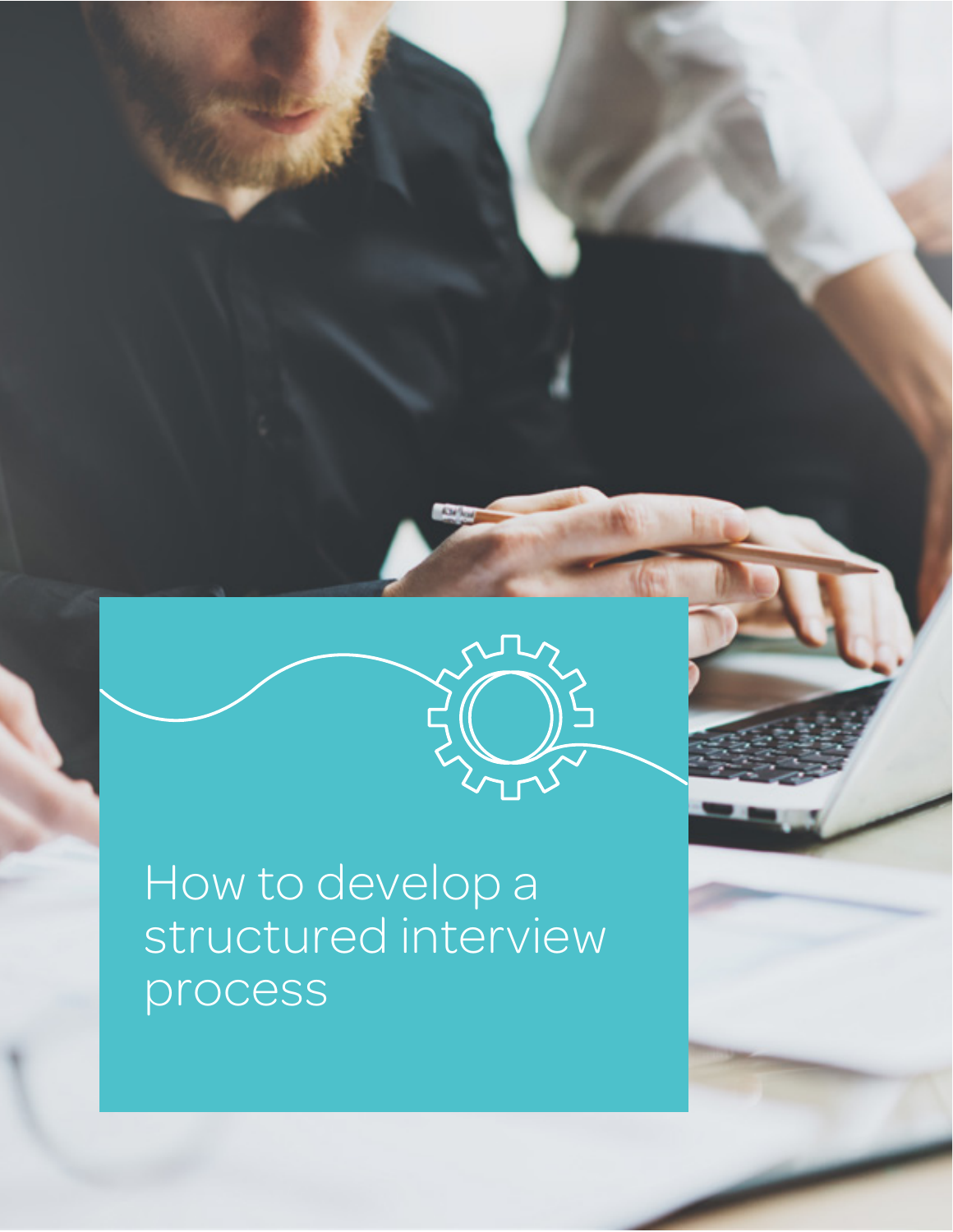# How to develop a structured interview process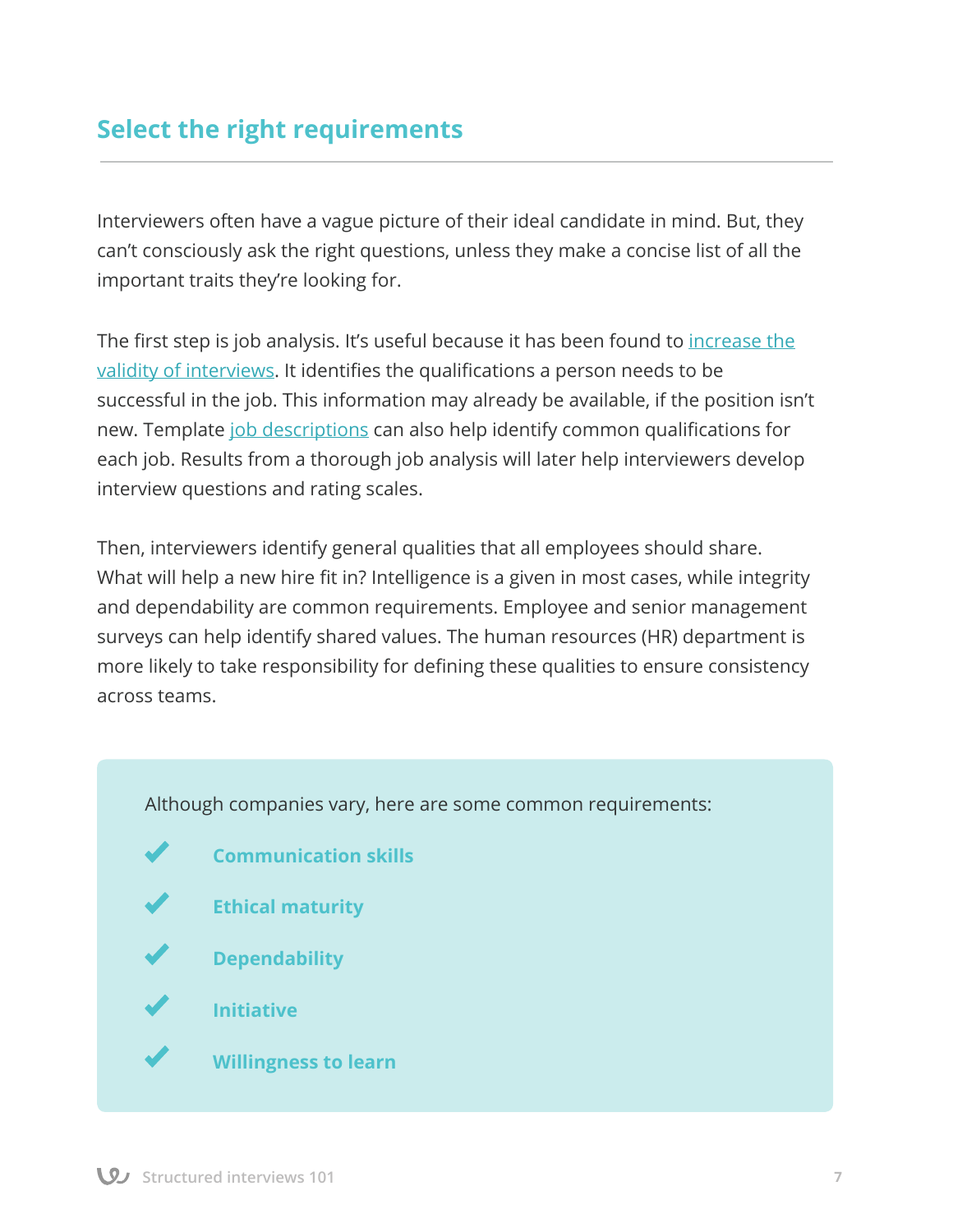## Select the right requirements

Interviewers often have a vague picture of their ideal candidate in mind. But, they can't consciously ask the right questions, unless they make a concise list of all the important traits they're looking for.

The first step is job analysis. It's useful because it has been found to increase the validity of interviews. It identifies the qualifications a person needs to be successful in the job. This information may already be available, if the position isn't new. Template job descriptions can also help identify common qualifications for each job. Results from a thorough job analysis will later help interviewers develop interview questions and rating scales.

Then, interviewers identify general qualities that all employees should share. What will help a new hire fit in? Intelligence is a given in most cases, while integrity and dependability are common requirements. Employee and senior management surveys can help identify shared values. The human resources (HR) department is more likely to take responsibility for defining these qualities to ensure consistency across teams.

Although companies vary, here are some common requirements:

- ✔ **Communication skills**
- ✔ **Ethical maturity**
- ✔ **Dependability**
- ✔ **Initiative**
- ✔ **Willingness to learn**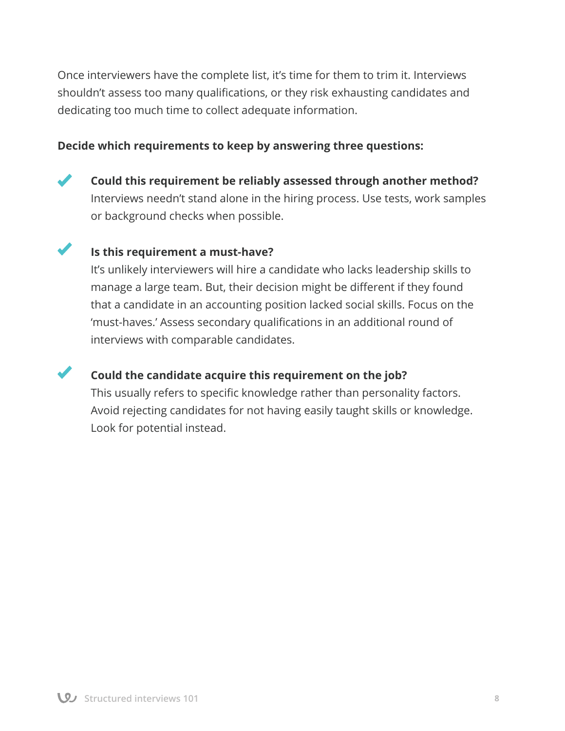Once interviewers have the complete list, it's time for them to trim it. Interviews shouldn't assess too many qualifications, or they risk exhausting candidates and dedicating too much time to collect adequate information.

**Decide which requirements to keep by answering three questions:**

- **Could this requirement be reliably assessed through another method?**
  Interviews needn't stand alone in the hiring process. Use tests, work samples or background checks when possible.

- **Is this requirement a must-have?**
  It's unlikely interviewers will hire a candidate who lacks leadership skills to manage a large team. But, their decision might be different if they found that a candidate in an accounting position lacked social skills. Focus on the 'must-haves.' Assess secondary qualifications in an additional round of interviews with comparable candidates.

- **Could the candidate acquire this requirement on the job?**
  This usually refers to specific knowledge rather than personality factors. Avoid rejecting candidates for not having easily taught skills or knowledge. Look for potential instead.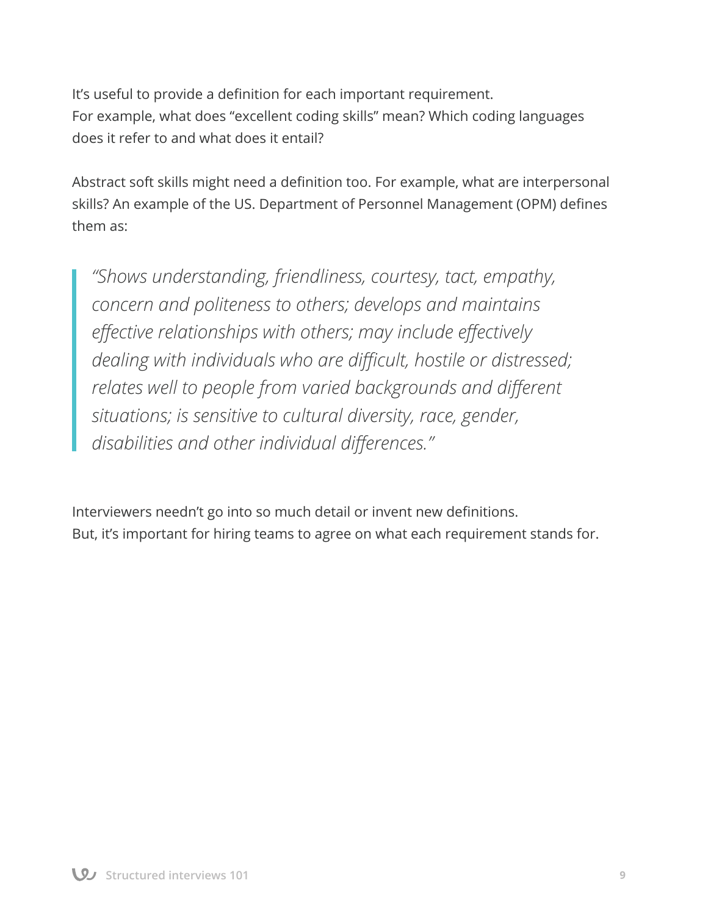It's useful to provide a definition for each important requirement.
For example, what does "excellent coding skills" mean? Which coding languages does it refer to and what does it entail?

Abstract soft skills might need a definition too. For example, what are interpersonal skills? An example of the US. Department of Personnel Management (OPM) defines them as:

> *"Shows understanding, friendliness, courtesy, tact, empathy, concern and politeness to others; develops and maintains effective relationships with others; may include effectively dealing with individuals who are difficult, hostile or distressed; relates well to people from varied backgrounds and different situations; is sensitive to cultural diversity, race, gender, disabilities and other individual differences."*

Interviewers needn't go into so much detail or invent new definitions.
But, it's important for hiring teams to agree on what each requirement stands for.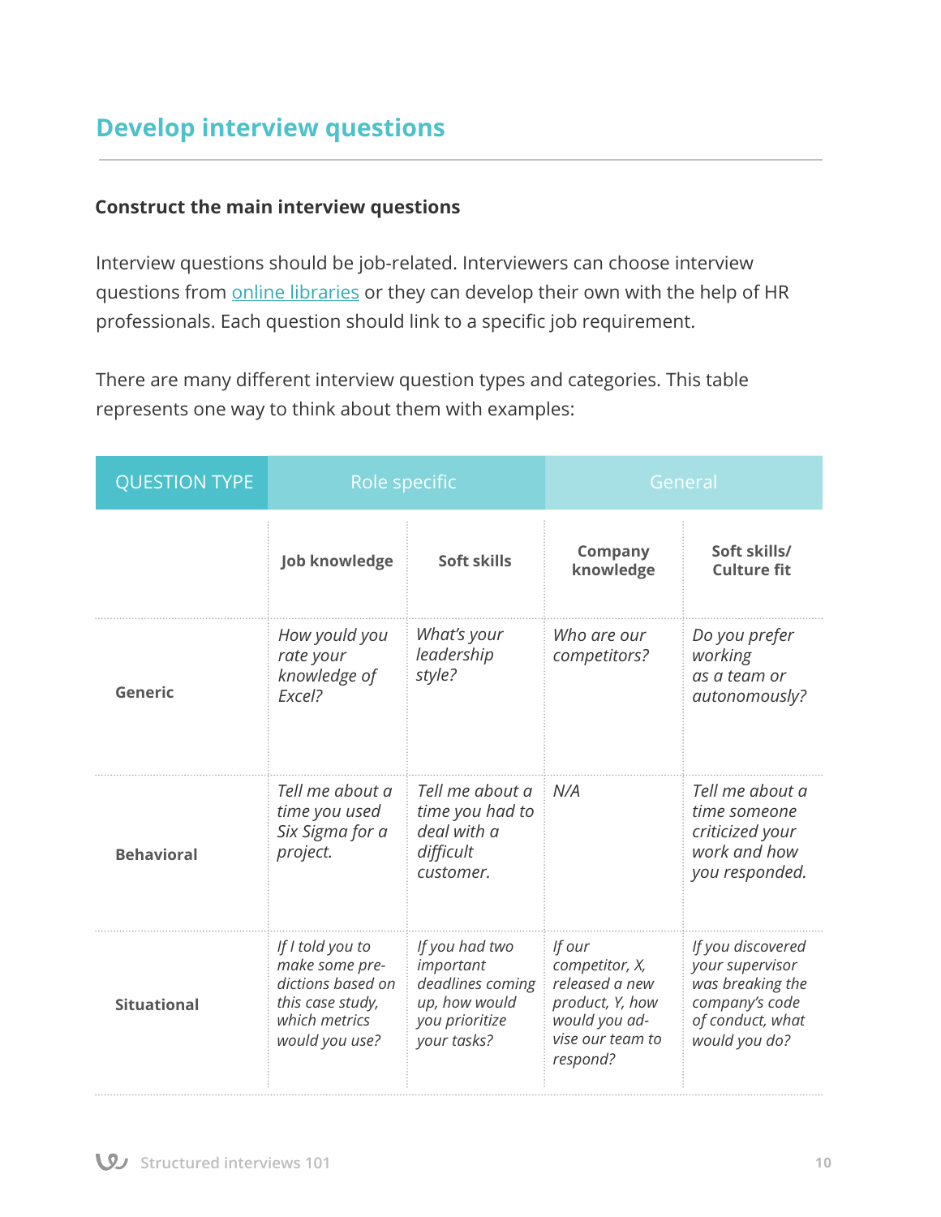## Develop interview questions

### Construct the main interview questions

Interview questions should be job-related. Interviewers can choose interview questions from online libraries or they can develop their own with the help of HR professionals. Each question should link to a specific job requirement.

There are many different interview question types and categories. This table represents one way to think about them with examples:

| QUESTION TYPE | Role specific | | General | |
|---|---|---|---|---|
| | **Job knowledge** | **Soft skills** | **Company knowledge** | **Soft skills/ Culture fit** |
| **Generic** | *How yould you rate your knowledge of Excel?* | *What's your leadership style?* | *Who are our competitors?* | *Do you prefer working as a team or autonomously?* |
| **Behavioral** | *Tell me about a time you used Six Sigma for a project.* | *Tell me about a time you had to deal with a difficult customer.* | *N/A* | *Tell me about a time someone criticized your work and how you responded.* |
| **Situational** | *If I told you to make some predictions based on this case study, which metrics would you use?* | *If you had two important deadlines coming up, how would you prioritize your tasks?* | *If our competitor, X, released a new product, Y, how would you advise our team to respond?* | *If you discovered your supervisor was breaking the company's code of conduct, what would you do?* |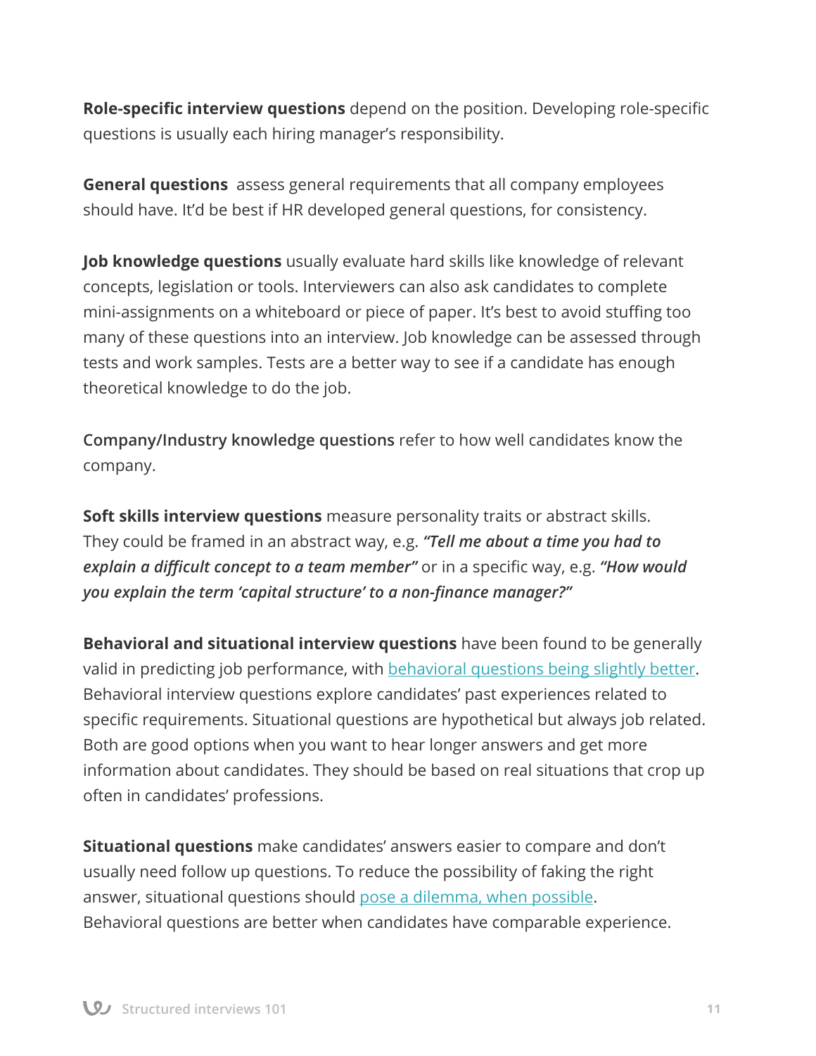**Role-specific interview questions** depend on the position. Developing role-specific questions is usually each hiring manager's responsibility.

**General questions** assess general requirements that all company employees should have. It'd be best if HR developed general questions, for consistency.

**Job knowledge questions** usually evaluate hard skills like knowledge of relevant concepts, legislation or tools. Interviewers can also ask candidates to complete mini-assignments on a whiteboard or piece of paper. It's best to avoid stuffing too many of these questions into an interview. Job knowledge can be assessed through tests and work samples. Tests are a better way to see if a candidate has enough theoretical knowledge to do the job.

**Company/Industry knowledge questions** refer to how well candidates know the company.

**Soft skills interview questions** measure personality traits or abstract skills. They could be framed in an abstract way, e.g. ***"Tell me about a time you had to explain a difficult concept to a team member"*** or in a specific way, e.g. ***"How would you explain the term 'capital structure' to a non-finance manager?"***

**Behavioral and situational interview questions** have been found to be generally valid in predicting job performance, with behavioral questions being slightly better. Behavioral interview questions explore candidates' past experiences related to specific requirements. Situational questions are hypothetical but always job related. Both are good options when you want to hear longer answers and get more information about candidates. They should be based on real situations that crop up often in candidates' professions.

**Situational questions** make candidates' answers easier to compare and don't usually need follow up questions. To reduce the possibility of faking the right answer, situational questions should pose a dilemma, when possible. Behavioral questions are better when candidates have comparable experience.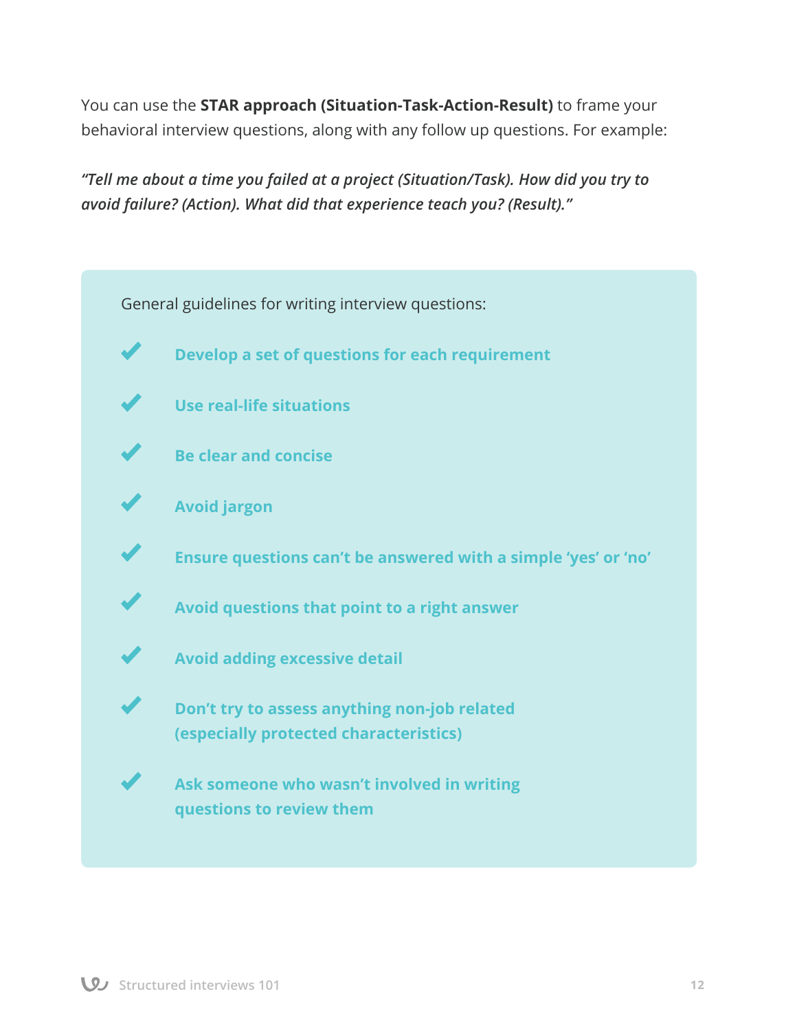You can use the **STAR approach (Situation-Task-Action-Result)** to frame your behavioral interview questions, along with any follow up questions. For example:

***"Tell me about a time you failed at a project (Situation/Task). How did you try to avoid failure? (Action). What did that experience teach you? (Result)."***

General guidelines for writing interview questions:

- **Develop a set of questions for each requirement**
- **Use real-life situations**
- **Be clear and concise**
- **Avoid jargon**
- **Ensure questions can't be answered with a simple 'yes' or 'no'**
- **Avoid questions that point to a right answer**
- **Avoid adding excessive detail**
- **Don't try to assess anything non-job related (especially protected characteristics)**
- **Ask someone who wasn't involved in writing questions to review them**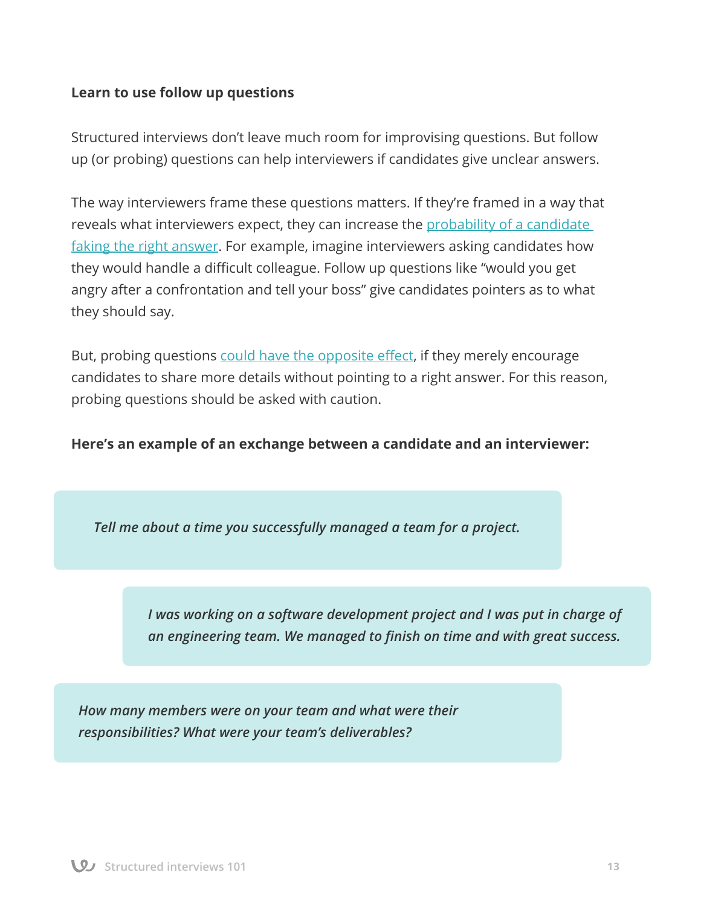**Learn to use follow up questions**

Structured interviews don't leave much room for improvising questions. But follow up (or probing) questions can help interviewers if candidates give unclear answers.

The way interviewers frame these questions matters. If they're framed in a way that reveals what interviewers expect, they can increase the probability of a candidate faking the right answer. For example, imagine interviewers asking candidates how they would handle a difficult colleague. Follow up questions like "would you get angry after a confrontation and tell your boss" give candidates pointers as to what they should say.

But, probing questions could have the opposite effect, if they merely encourage candidates to share more details without pointing to a right answer. For this reason, probing questions should be asked with caution.

**Here's an example of an exchange between a candidate and an interviewer:**

> ***Tell me about a time you successfully managed a team for a project.***

> ***I was working on a software development project and I was put in charge of an engineering team. We managed to finish on time and with great success.***

> ***How many members were on your team and what were their responsibilities? What were your team's deliverables?***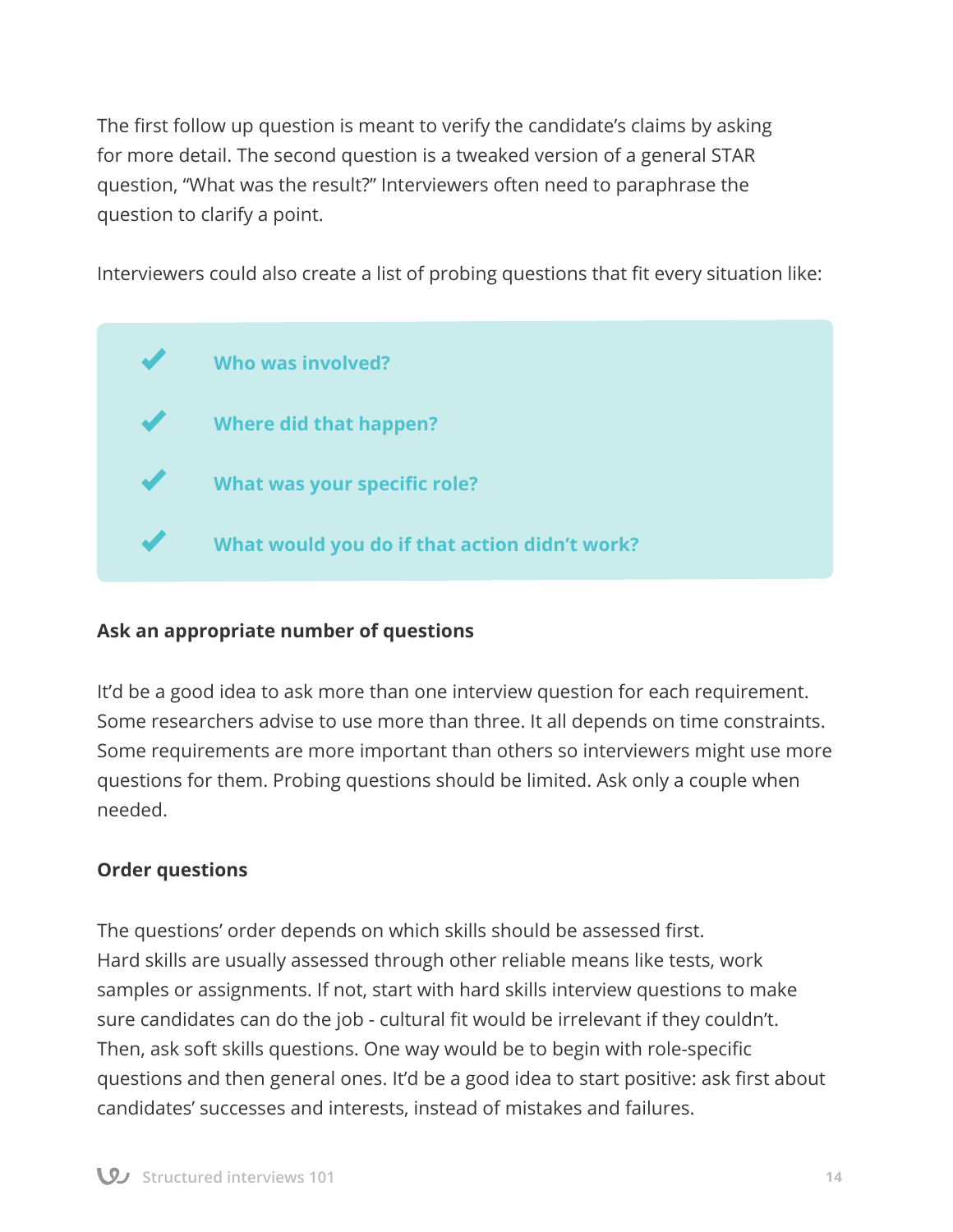The first follow up question is meant to verify the candidate's claims by asking for more detail. The second question is a tweaked version of a general STAR question, "What was the result?" Interviewers often need to paraphrase the question to clarify a point.

Interviewers could also create a list of probing questions that fit every situation like:

- ✔ **Who was involved?**
- ✔ **Where did that happen?**
- ✔ **What was your specific role?**
- ✔ **What would you do if that action didn't work?**

**Ask an appropriate number of questions**

It'd be a good idea to ask more than one interview question for each requirement. Some researchers advise to use more than three. It all depends on time constraints. Some requirements are more important than others so interviewers might use more questions for them. Probing questions should be limited. Ask only a couple when needed.

**Order questions**

The questions' order depends on which skills should be assessed first.
Hard skills are usually assessed through other reliable means like tests, work samples or assignments. If not, start with hard skills interview questions to make sure candidates can do the job - cultural fit would be irrelevant if they couldn't. Then, ask soft skills questions. One way would be to begin with role-specific questions and then general ones. It'd be a good idea to start positive: ask first about candidates' successes and interests, instead of mistakes and failures.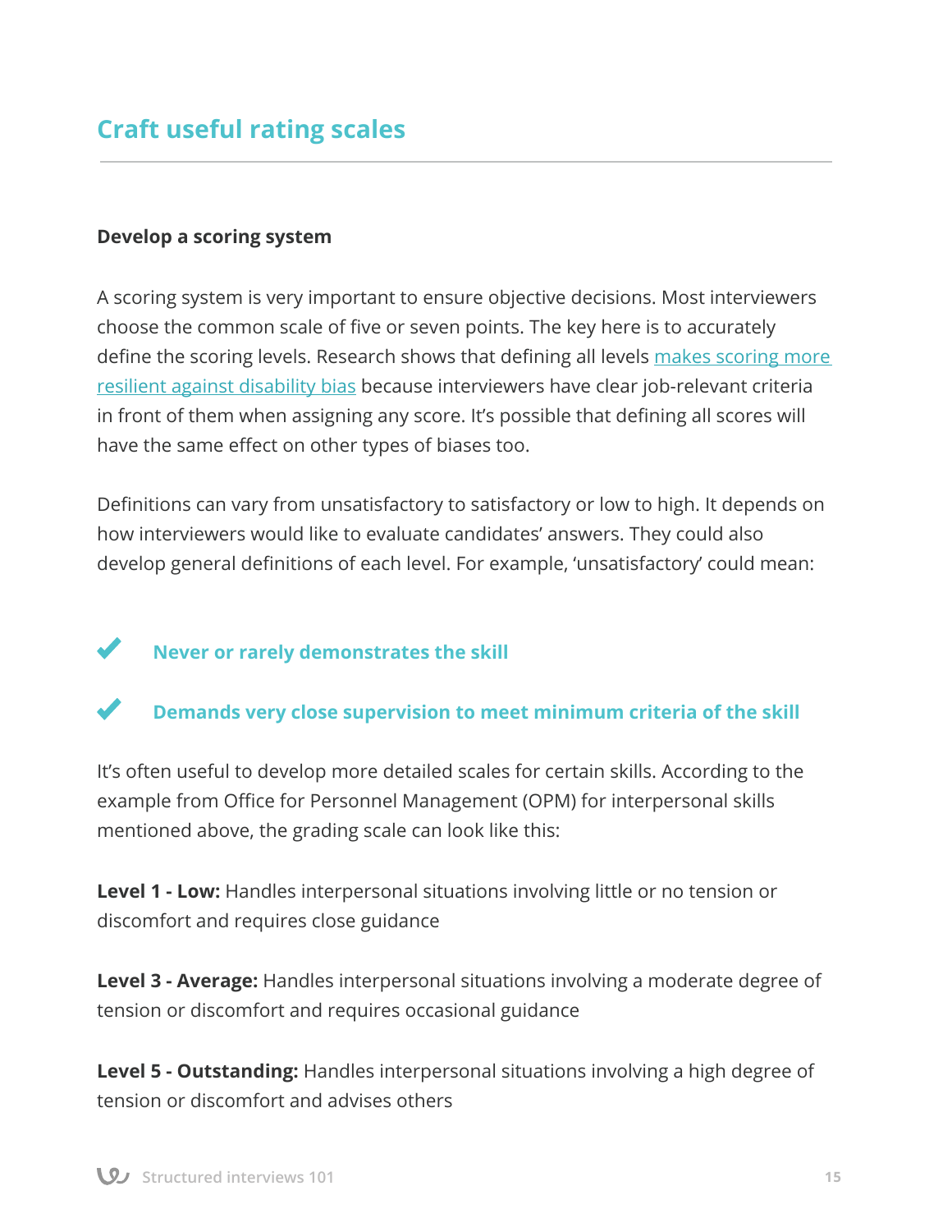## Craft useful rating scales

### Develop a scoring system

A scoring system is very important to ensure objective decisions. Most interviewers choose the common scale of five or seven points. The key here is to accurately define the scoring levels. Research shows that defining all levels makes scoring more resilient against disability bias because interviewers have clear job-relevant criteria in front of them when assigning any score. It's possible that defining all scores will have the same effect on other types of biases too.

Definitions can vary from unsatisfactory to satisfactory or low to high. It depends on how interviewers would like to evaluate candidates' answers. They could also develop general definitions of each level. For example, 'unsatisfactory' could mean:

- ✔ **Never or rarely demonstrates the skill**
- ✔ **Demands very close supervision to meet minimum criteria of the skill**

It's often useful to develop more detailed scales for certain skills. According to the example from Office for Personnel Management (OPM) for interpersonal skills mentioned above, the grading scale can look like this:

**Level 1 - Low:** Handles interpersonal situations involving little or no tension or discomfort and requires close guidance

**Level 3 - Average:** Handles interpersonal situations involving a moderate degree of tension or discomfort and requires occasional guidance

**Level 5 - Outstanding:** Handles interpersonal situations involving a high degree of tension or discomfort and advises others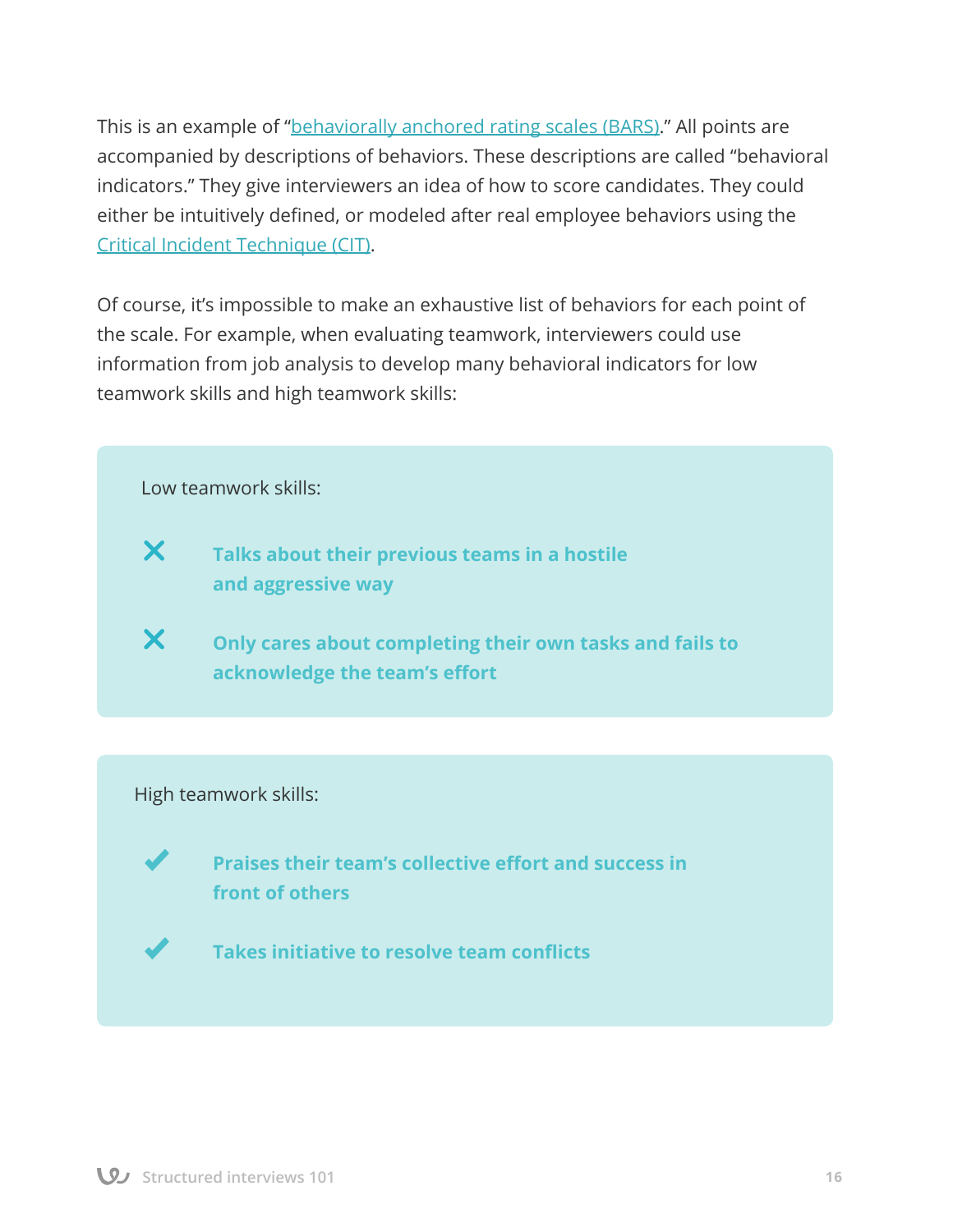This is an example of "[behaviorally anchored rating scales (BARS)](#)." All points are accompanied by descriptions of behaviors. These descriptions are called "behavioral indicators." They give interviewers an idea of how to score candidates. They could either be intuitively defined, or modeled after real employee behaviors using the [Critical Incident Technique (CIT)](#).

Of course, it's impossible to make an exhaustive list of behaviors for each point of the scale. For example, when evaluating teamwork, interviewers could use information from job analysis to develop many behavioral indicators for low teamwork skills and high teamwork skills:

Low teamwork skills:

- ✗ **Talks about their previous teams in a hostile and aggressive way**
- ✗ **Only cares about completing their own tasks and fails to acknowledge the team's effort**

High teamwork skills:

- ✓ **Praises their team's collective effort and success in front of others**
- ✓ **Takes initiative to resolve team conflicts**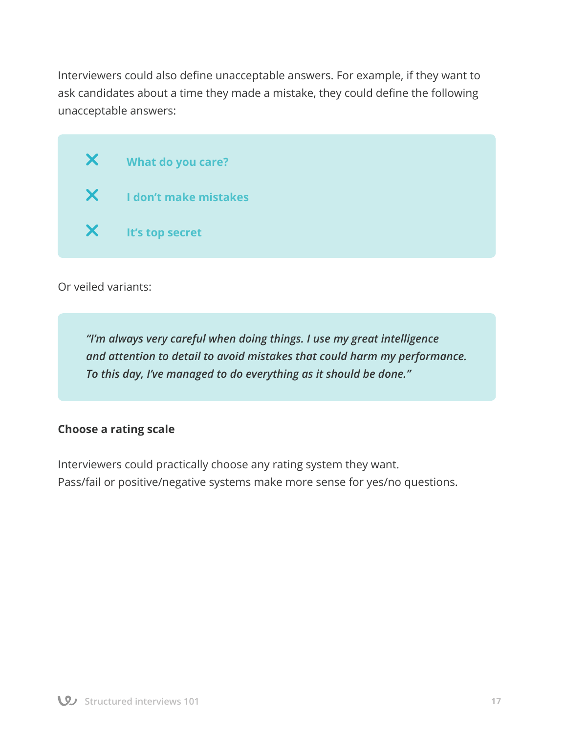Interviewers could also define unacceptable answers. For example, if they want to ask candidates about a time they made a mistake, they could define the following unacceptable answers:

- ✕ **What do you care?**
- ✕ **I don't make mistakes**
- ✕ **It's top secret**

Or veiled variants:

> ***"I'm always very careful when doing things. I use my great intelligence and attention to detail to avoid mistakes that could harm my performance. To this day, I've managed to do everything as it should be done."***

**Choose a rating scale**

Interviewers could practically choose any rating system they want. Pass/fail or positive/negative systems make more sense for yes/no questions.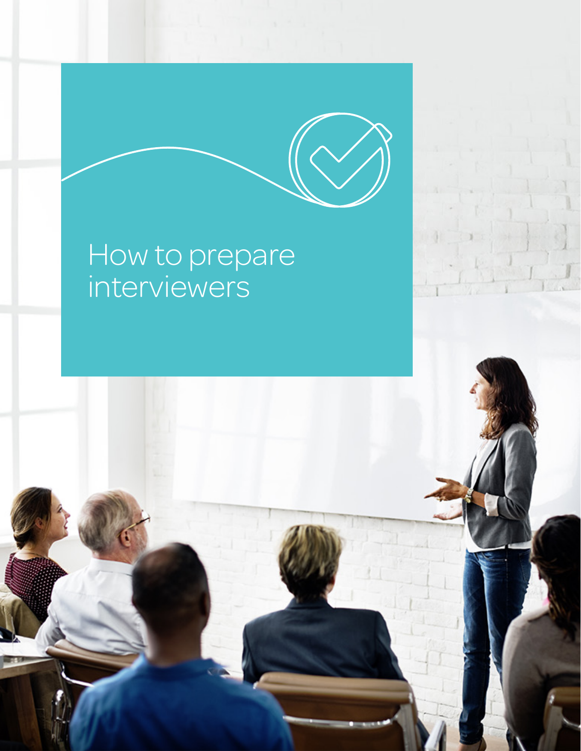# How to prepare interviewers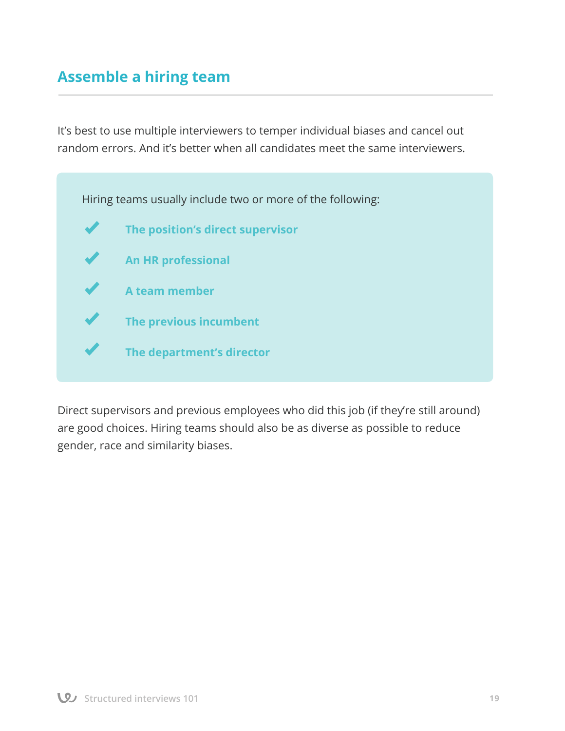## Assemble a hiring team

It's best to use multiple interviewers to temper individual biases and cancel out random errors. And it's better when all candidates meet the same interviewers.

Hiring teams usually include two or more of the following:

- **The position's direct supervisor**
- **An HR professional**
- **A team member**
- **The previous incumbent**
- **The department's director**

Direct supervisors and previous employees who did this job (if they're still around) are good choices. Hiring teams should also be as diverse as possible to reduce gender, race and similarity biases.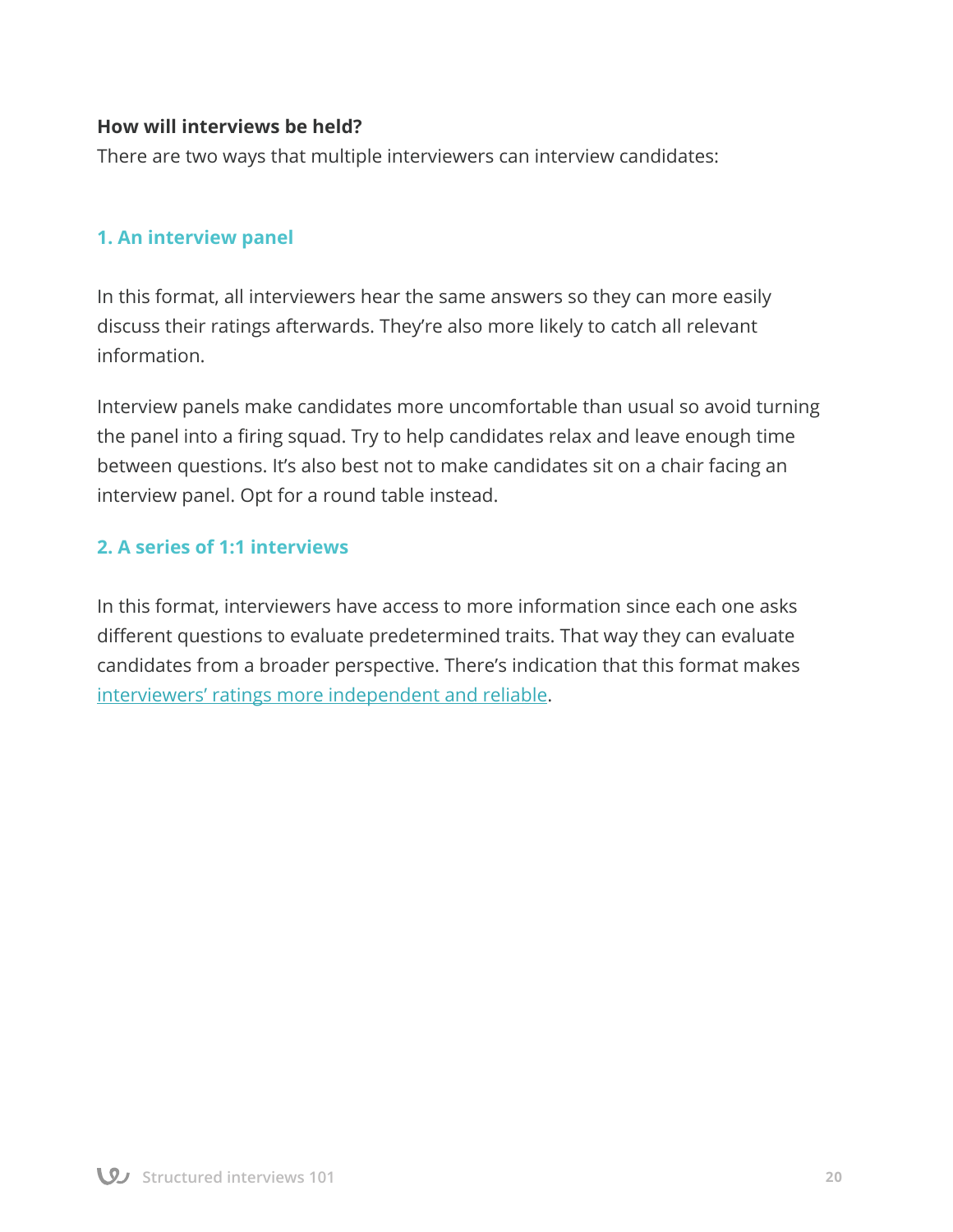**How will interviews be held?**

There are two ways that multiple interviewers can interview candidates:

### 1. An interview panel

In this format, all interviewers hear the same answers so they can more easily discuss their ratings afterwards. They're also more likely to catch all relevant information.

Interview panels make candidates more uncomfortable than usual so avoid turning the panel into a firing squad. Try to help candidates relax and leave enough time between questions. It's also best not to make candidates sit on a chair facing an interview panel. Opt for a round table instead.

### 2. A series of 1:1 interviews

In this format, interviewers have access to more information since each one asks different questions to evaluate predetermined traits. That way they can evaluate candidates from a broader perspective. There's indication that this format makes interviewers' ratings more independent and reliable.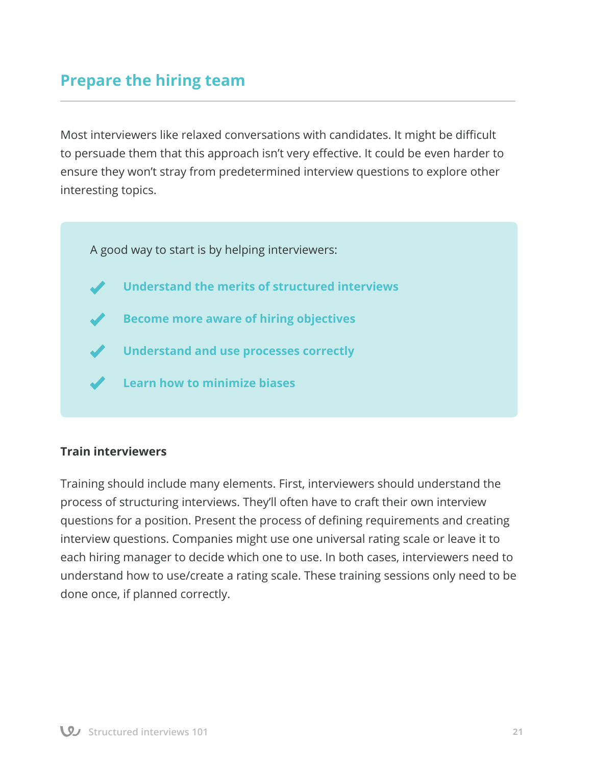## Prepare the hiring team

Most interviewers like relaxed conversations with candidates. It might be difficult to persuade them that this approach isn't very effective. It could be even harder to ensure they won't stray from predetermined interview questions to explore other interesting topics.

A good way to start is by helping interviewers:

- **Understand the merits of structured interviews**
- **Become more aware of hiring objectives**
- **Understand and use processes correctly**
- **Learn how to minimize biases**

### Train interviewers

Training should include many elements. First, interviewers should understand the process of structuring interviews. They'll often have to craft their own interview questions for a position. Present the process of defining requirements and creating interview questions. Companies might use one universal rating scale or leave it to each hiring manager to decide which one to use. In both cases, interviewers need to understand how to use/create a rating scale. These training sessions only need to be done once, if planned correctly.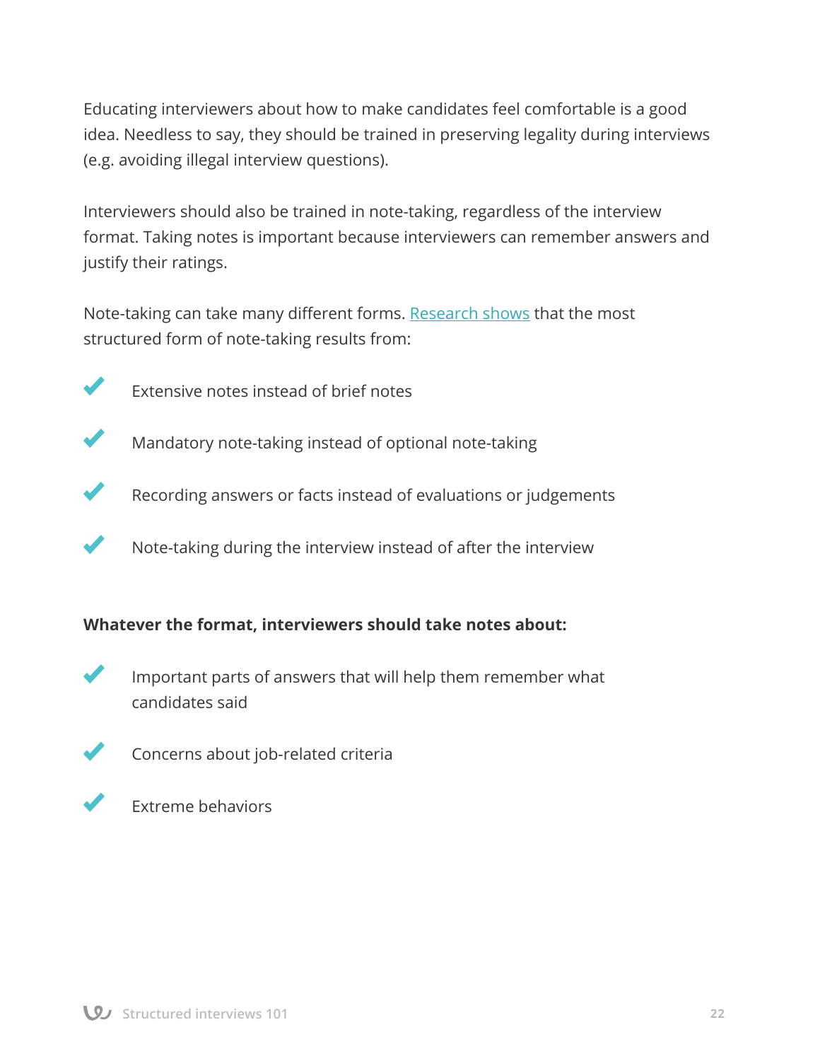Educating interviewers about how to make candidates feel comfortable is a good idea. Needless to say, they should be trained in preserving legality during interviews (e.g. avoiding illegal interview questions).

Interviewers should also be trained in note-taking, regardless of the interview format. Taking notes is important because interviewers can remember answers and justify their ratings.

Note-taking can take many different forms. Research shows that the most structured form of note-taking results from:

- Extensive notes instead of brief notes
- Mandatory note-taking instead of optional note-taking
- Recording answers or facts instead of evaluations or judgements
- Note-taking during the interview instead of after the interview

**Whatever the format, interviewers should take notes about:**

- Important parts of answers that will help them remember what candidates said
- Concerns about job-related criteria
- Extreme behaviors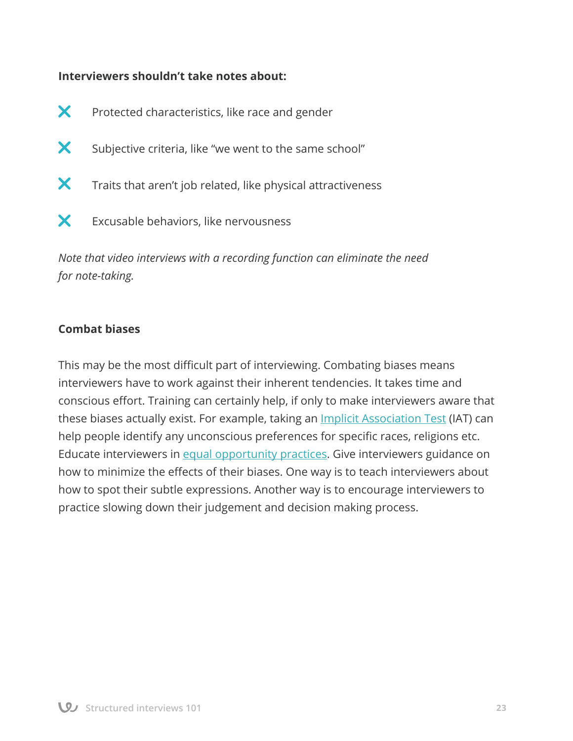**Interviewers shouldn't take notes about:**

- ✕ Protected characteristics, like race and gender
- ✕ Subjective criteria, like "we went to the same school"
- ✕ Traits that aren't job related, like physical attractiveness
- ✕ Excusable behaviors, like nervousness

*Note that video interviews with a recording function can eliminate the need for note-taking.*

**Combat biases**

This may be the most difficult part of interviewing. Combating biases means interviewers have to work against their inherent tendencies. It takes time and conscious effort. Training can certainly help, if only to make interviewers aware that these biases actually exist. For example, taking an Implicit Association Test (IAT) can help people identify any unconscious preferences for specific races, religions etc. Educate interviewers in equal opportunity practices. Give interviewers guidance on how to minimize the effects of their biases. One way is to teach interviewers about how to spot their subtle expressions. Another way is to encourage interviewers to practice slowing down their judgement and decision making process.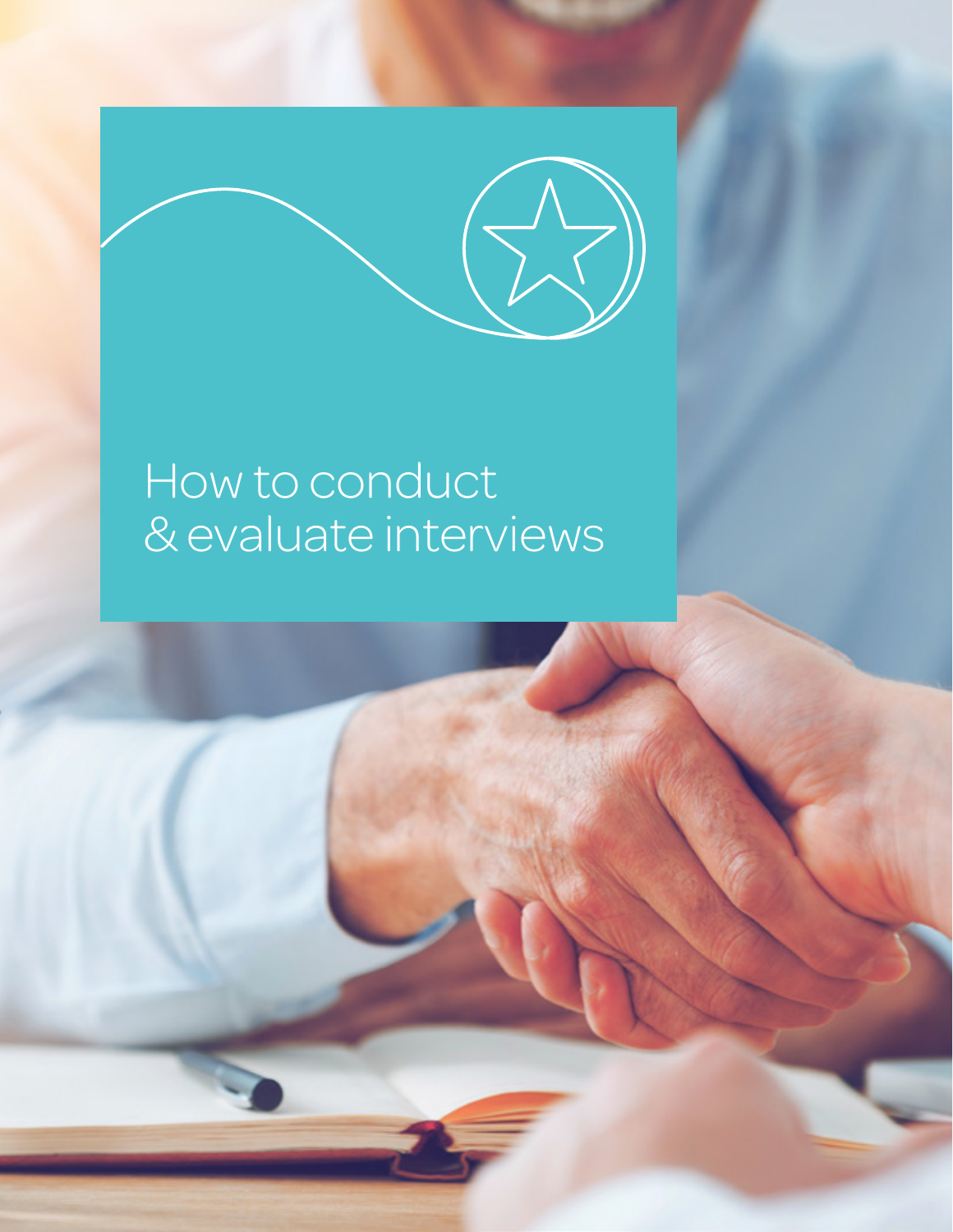# How to conduct & evaluate interviews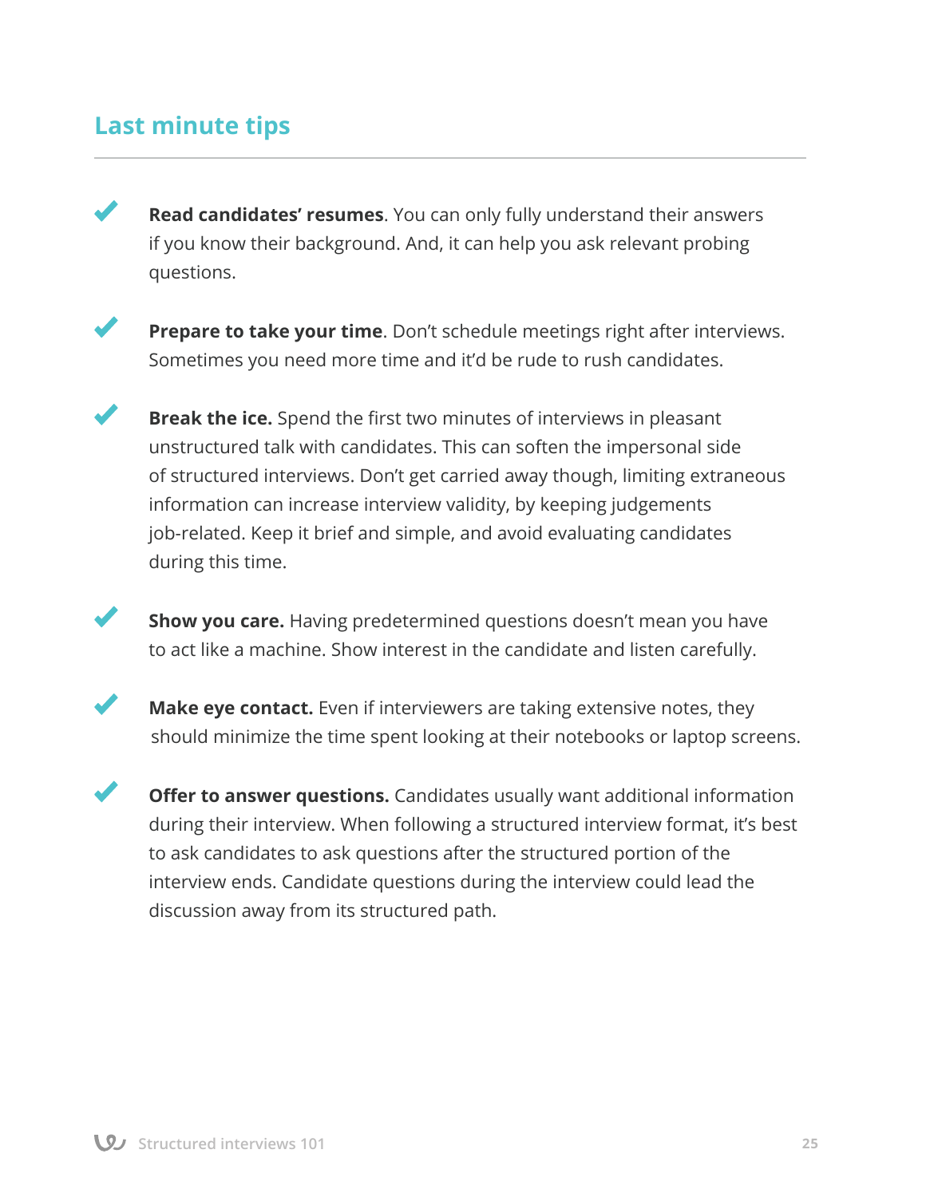## Last minute tips

- **Read candidates' resumes**. You can only fully understand their answers if you know their background. And, it can help you ask relevant probing questions.

- **Prepare to take your time**. Don't schedule meetings right after interviews. Sometimes you need more time and it'd be rude to rush candidates.

- **Break the ice.** Spend the first two minutes of interviews in pleasant unstructured talk with candidates. This can soften the impersonal side of structured interviews. Don't get carried away though, limiting extraneous information can increase interview validity, by keeping judgements job-related. Keep it brief and simple, and avoid evaluating candidates during this time.

- **Show you care.** Having predetermined questions doesn't mean you have to act like a machine. Show interest in the candidate and listen carefully.

- **Make eye contact.** Even if interviewers are taking extensive notes, they should minimize the time spent looking at their notebooks or laptop screens.

- **Offer to answer questions.** Candidates usually want additional information during their interview. When following a structured interview format, it's best to ask candidates to ask questions after the structured portion of the interview ends. Candidate questions during the interview could lead the discussion away from its structured path.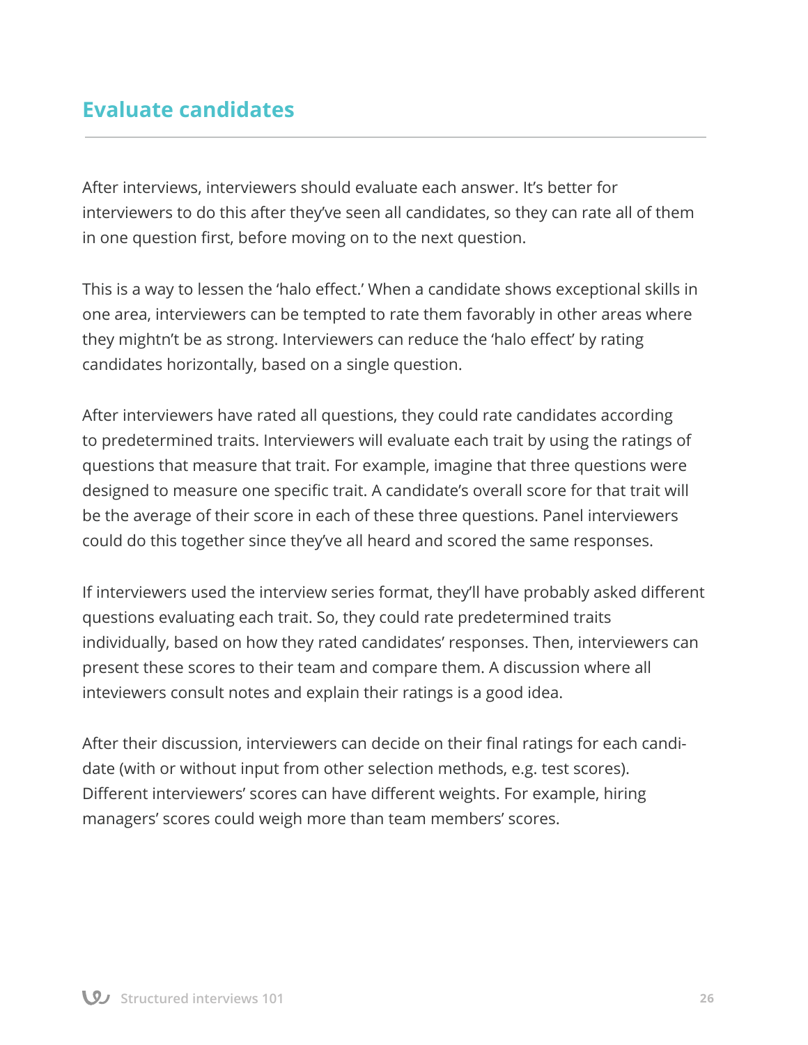## Evaluate candidates

After interviews, interviewers should evaluate each answer. It's better for interviewers to do this after they've seen all candidates, so they can rate all of them in one question first, before moving on to the next question.

This is a way to lessen the 'halo effect.' When a candidate shows exceptional skills in one area, interviewers can be tempted to rate them favorably in other areas where they mightn't be as strong. Interviewers can reduce the 'halo effect' by rating candidates horizontally, based on a single question.

After interviewers have rated all questions, they could rate candidates according to predetermined traits. Interviewers will evaluate each trait by using the ratings of questions that measure that trait. For example, imagine that three questions were designed to measure one specific trait. A candidate's overall score for that trait will be the average of their score in each of these three questions. Panel interviewers could do this together since they've all heard and scored the same responses.

If interviewers used the interview series format, they'll have probably asked different questions evaluating each trait. So, they could rate predetermined traits individually, based on how they rated candidates' responses. Then, interviewers can present these scores to their team and compare them. A discussion where all inteviewers consult notes and explain their ratings is a good idea.

After their discussion, interviewers can decide on their final ratings for each candidate (with or without input from other selection methods, e.g. test scores). Different interviewers' scores can have different weights. For example, hiring managers' scores could weigh more than team members' scores.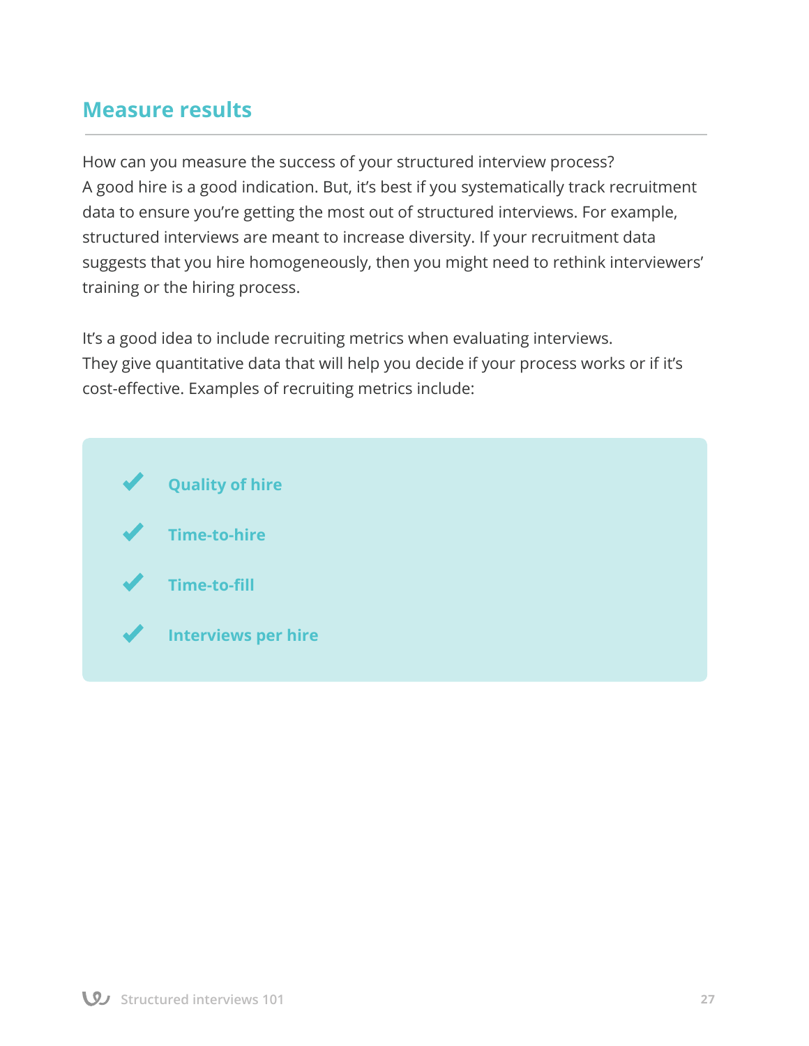## Measure results

How can you measure the success of your structured interview process?
A good hire is a good indication. But, it's best if you systematically track recruitment data to ensure you're getting the most out of structured interviews. For example, structured interviews are meant to increase diversity. If your recruitment data suggests that you hire homogeneously, then you might need to rethink interviewers' training or the hiring process.

It's a good idea to include recruiting metrics when evaluating interviews.
They give quantitative data that will help you decide if your process works or if it's cost-effective. Examples of recruiting metrics include:

- **Quality of hire**
- **Time-to-hire**
- **Time-to-fill**
- **Interviews per hire**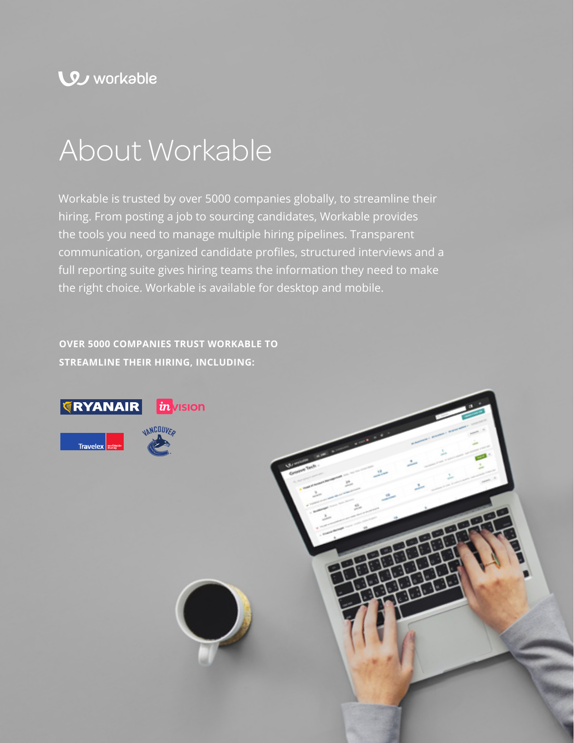workable

# About Workable

Workable is trusted by over 5000 companies globally, to streamline their hiring. From posting a job to sourcing candidates, Workable provides the tools you need to manage multiple hiring pipelines. Transparent communication, organized candidate profiles, structured interviews and a full reporting suite gives hiring teams the information they need to make the right choice. Workable is available for desktop and mobile.

**OVER 5000 COMPANIES TRUST WORKABLE TO STREAMLINE THEIR HIRING, INCLUDING:**